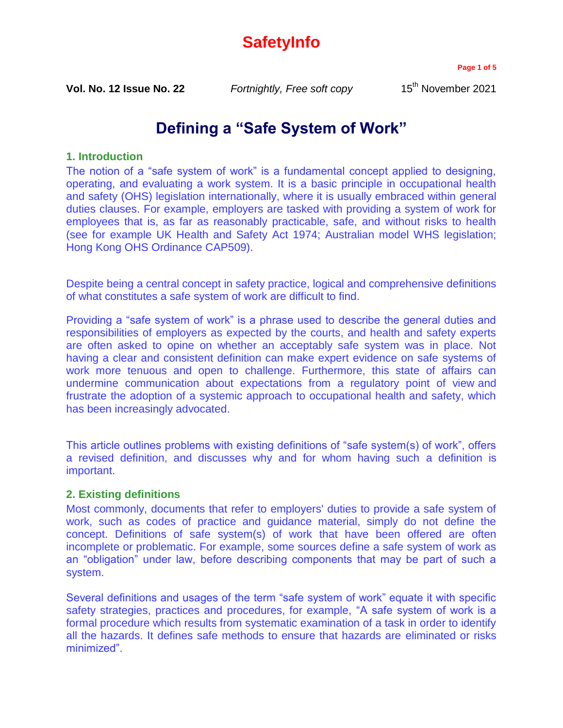# Defining a "Safe System of Work"

## 1. Introduction

The notion of a "safe system of work" is a fundamental concept applied to designing, operating, and evaluating a work system. It is a basic principle in occupational health and safety (OHS) legislation internationally, where it is usually embraced within general duties clauses. For example, employers are tasked with providing a system of work for employees that is, as far as reasonably practicable, safe, and without risks to health (see for example UK Health and Safety Act 1974; Australian model WHS legislation; Hong Kong OHS Ordinance CAP509).

Despite being a central concept in safety practice, logical and comprehensive definitions of what constitutes a safe system of work are difficult to find.

Providing a "safe system of work" is a phrase used to describe the general duties and responsibilities of employers as expected by the courts, and health and safety experts are often asked to opine on whether an acceptably safe system was in place. Not having a clear and consistent definition can make expert evidence on safe systems of work more tenuous and open to challenge. Furthermore, this state of affairs can undermine communication about expectations from a regulatory point of view and frustrate the adoption of a systemic approach to occupational health and safety, which has been increasingly advocated.

This article outlines problems with existing definitions of "safe system(s) of work", offers a revised definition, and discusses why and for whom having such a definition is important.

## 2. Existing definitions

Most commonly, documents that refer to employers' duties to provide a safe system of work, such as codes of practice and guidance material, simply do not define the concept. Definitions of safe system(s) of work that have been offered are often incomplete or problematic. For example, some sources define a safe system of work as an "obligation" under law, before describing components that may be part of such a system.

Several definitions and usages of the term "safe system of work" equate it with specific safety strategies, practices and procedures, for example, "A safe system of work is a formal procedure which results from systematic examination of a task in order to identify all the hazards. It defines safe methods to ensure that hazards are eliminated or risks minimized".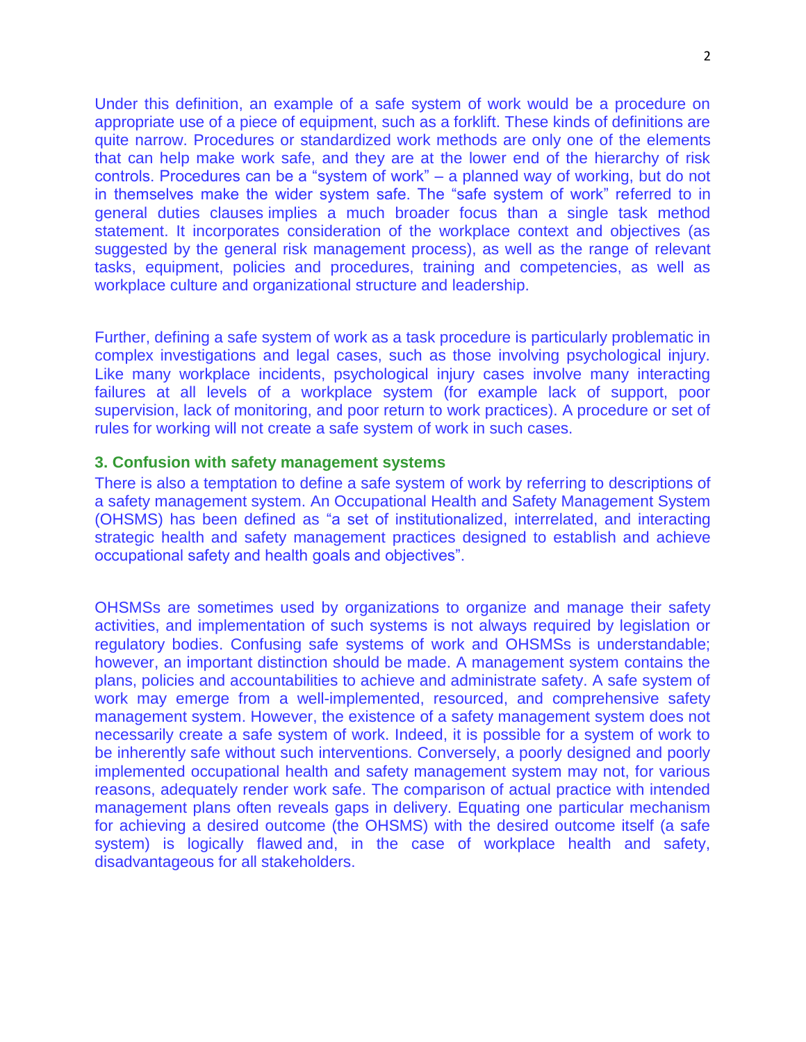Under this definition, an example of a safe system of work would be a procedure on appropriate use of a piece of equipment, such as a forklift. These kinds of definitions are quite narrow. Procedures or standardized work methods are only one of the elements that can help make work safe, and they are at the lower end of the hierarchy of risk controls. Procedures can be a "system of work" – a planned way of working, but do not in themselves make the wider system safe. The "safe system of work" referred to in general duties clauses implies a much broader focus than a single task method statement. It incorporates consideration of the workplace context and objectives (as suggested by the general risk management process), as well as the range of relevant tasks, equipment, policies and procedures, training and competencies, as well as workplace culture and organizational structure and leadership.

Further, defining a safe system of work as a task procedure is particularly problematic in complex investigations and legal cases, such as those involving psychological injury. Like many workplace incidents, psychological injury cases involve many interacting failures at all levels of a workplace system (for example lack of support, poor supervision, lack of monitoring, and poor return to work practices). A procedure or set of rules for working will not create a safe system of work in such cases.

### 3. Confusion with safety management systems

There is also a temptation to define a safe system of work by referring to descriptions of a safety management system. An Occupational Health and Safety Management System (OHSMS) has been defined as "a set of institutionalized, interrelated, and interacting strategic health and safety management practices designed to establish and achieve occupational safety and health goals and objectives".

OHSMSs are sometimes used by organizations to organize and manage their safety activities, and implementation of such systems is not always required by legislation or regulatory bodies. Confusing safe systems of work and OHSMSs is understandable; however, an important distinction should be made. A management system contains the plans, policies and accountabilities to achieve and administrate safety. A safe system of work may emerge from a well-implemented, resourced, and comprehensive safety management system. However, the existence of a safety management system does not necessarily create a safe system of work. Indeed, it is possible for a system of work to be inherently safe without such interventions. Conversely, a poorly designed and poorly implemented occupational health and safety management system may not, for various reasons, adequately render work safe. The comparison of actual practice with intended management plans often reveals gaps in delivery. Equating one particular mechanism for achieving a desired outcome (the OHSMS) with the desired outcome itself (a safe system) is logically flawed and, in the case of workplace health and safety, disadvantageous for all stakeholders.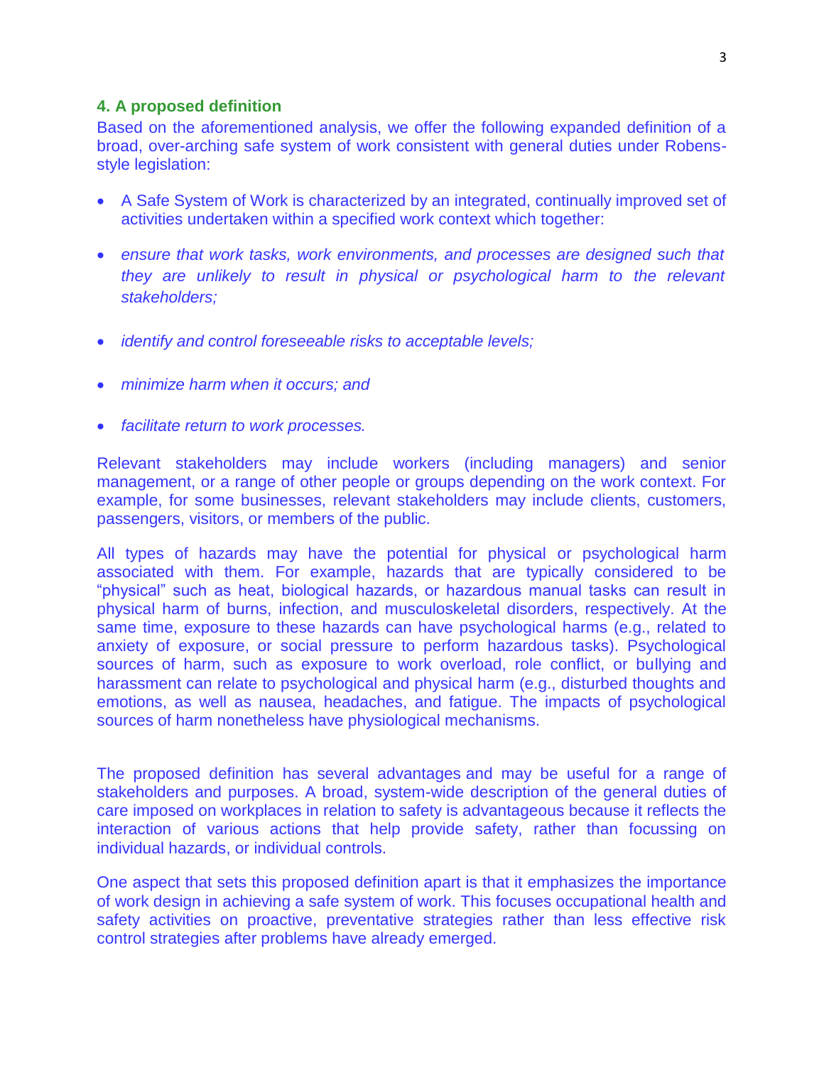## 4. A proposed definition

Based on the aforementioned analysis, we offer the following expanded definition of a broad, over-arching safe system of work consistent with general duties under Robens-style legislation:

- A Safe System of Work is characterized by an integrated, continually improved set of activities undertaken within a specified work context which together:
- *ensure that work tasks, work environments, and processes are designed such that they are unlikely to result in physical or psychological harm to the relevant stakeholders;*
- *identify and control foreseeable risks to acceptable levels;*
- *minimize harm when it occurs; and*
- *facilitate return to work processes.*

Relevant stakeholders may include workers (including managers) and senior management, or a range of other people or groups depending on the work context. For example, for some businesses, relevant stakeholders may include clients, customers, passengers, visitors, or members of the public.

All types of hazards may have the potential for physical or psychological harm associated with them. For example, hazards that are typically considered to be "physical" such as heat, biological hazards, or hazardous manual tasks can result in physical harm of burns, infection, and musculoskeletal disorders, respectively. At the same time, exposure to these hazards can have psychological harms (e.g., related to anxiety of exposure, or social pressure to perform hazardous tasks). Psychological sources of harm, such as exposure to work overload, role conflict, or bullying and harassment can relate to psychological and physical harm (e.g., disturbed thoughts and emotions, as well as nausea, headaches, and fatigue. The impacts of psychological sources of harm nonetheless have physiological mechanisms.

The proposed definition has several advantages and may be useful for a range of stakeholders and purposes. A broad, system-wide description of the general duties of care imposed on workplaces in relation to safety is advantageous because it reflects the interaction of various actions that help provide safety, rather than focussing on individual hazards, or individual controls.

One aspect that sets this proposed definition apart is that it emphasizes the importance of work design in achieving a safe system of work. This focuses occupational health and safety activities on proactive, preventative strategies rather than less effective risk control strategies after problems have already emerged.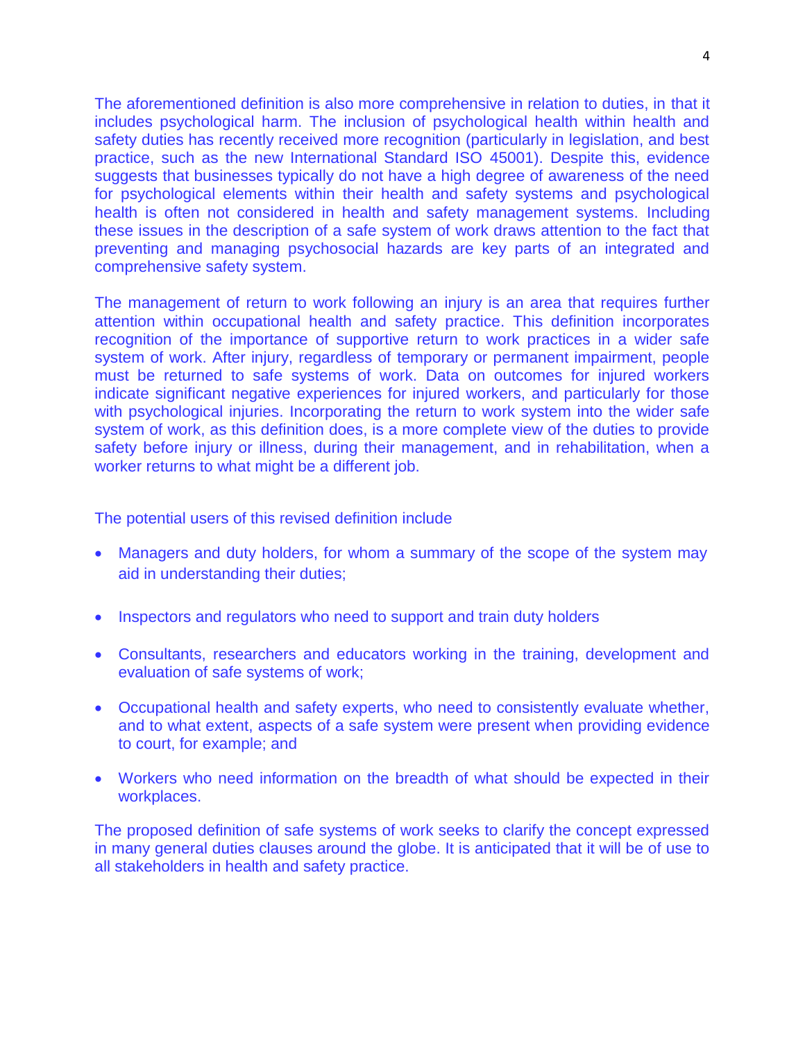The aforementioned definition is also more comprehensive in relation to duties, in that it includes psychological harm. The inclusion of psychological health within health and safety duties has recently received more recognition (particularly in legislation, and best practice, such as the new International Standard ISO 45001). Despite this, evidence suggests that businesses typically do not have a high degree of awareness of the need for psychological elements within their health and safety systems and psychological health is often not considered in health and safety management systems. Including these issues in the description of a safe system of work draws attention to the fact that preventing and managing psychosocial hazards are key parts of an integrated and comprehensive safety system.

The management of return to work following an injury is an area that requires further attention within occupational health and safety practice. This definition incorporates recognition of the importance of supportive return to work practices in a wider safe system of work. After injury, regardless of temporary or permanent impairment, people must be returned to safe systems of work. Data on outcomes for injured workers indicate significant negative experiences for injured workers, and particularly for those with psychological injuries. Incorporating the return to work system into the wider safe system of work, as this definition does, is a more complete view of the duties to provide safety before injury or illness, during their management, and in rehabilitation, when a worker returns to what might be a different job.

The potential users of this revised definition include

- Managers and duty holders, for whom a summary of the scope of the system may aid in understanding their duties;
- Inspectors and regulators who need to support and train duty holders
- Consultants, researchers and educators working in the training, development and evaluation of safe systems of work;
- Occupational health and safety experts, who need to consistently evaluate whether, and to what extent, aspects of a safe system were present when providing evidence to court, for example; and
- Workers who need information on the breadth of what should be expected in their workplaces.

The proposed definition of safe systems of work seeks to clarify the concept expressed in many general duties clauses around the globe. It is anticipated that it will be of use to all stakeholders in health and safety practice.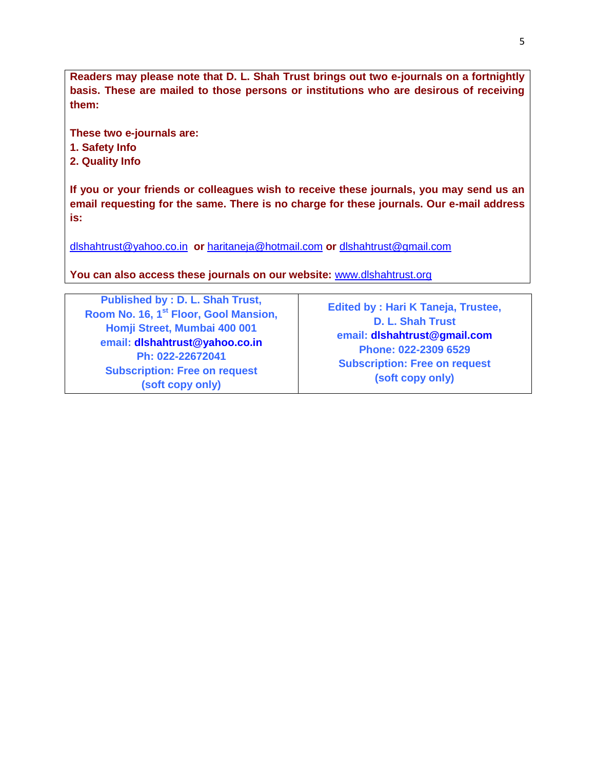**Readers may please note that D. L. Shah Trust brings out two e-journals on a fortnightly basis. These are mailed to those persons or institutions who are desirous of receiving them:**

**These two e-journals are:**

**1. Safety Info**

**2. Quality Info**

**If you or your friends or colleagues wish to receive these journals, you may send us an email requesting for the same. There is no charge for these journals. Our e-mail address is:**

dlshahtrust@yahoo.co.in **or** haritaneja@hotmail.com **or** dlshahtrust@gmail.com

**You can also access these journals on our website:** www.dlshahtrust.org

| | |
|---|---|
| **Published by : D. L. Shah Trust, Room No. 16, 1st Floor, Gool Mansion, Homji Street, Mumbai 400 001 email: dlshahtrust@yahoo.co.in Ph: 022-22672041 Subscription: Free on request (soft copy only)** | **Edited by : Hari K Taneja, Trustee, D. L. Shah Trust email: dlshahtrust@gmail.com Phone: 022-2309 6529 Subscription: Free on request (soft copy only)** |